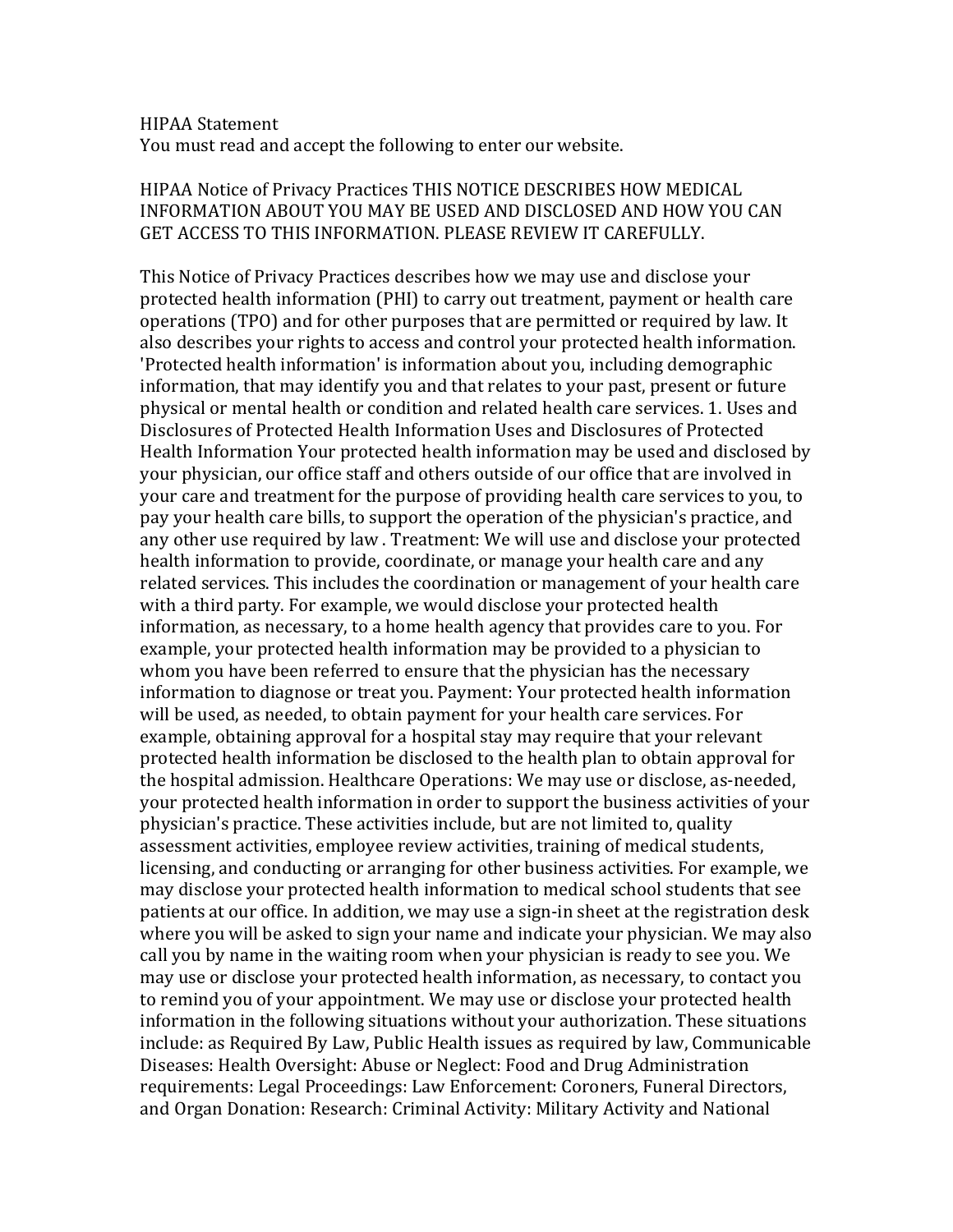HIPAA Statement
You must read and accept the following to enter our website.

HIPAA Notice of Privacy Practices THIS NOTICE DESCRIBES HOW MEDICAL INFORMATION ABOUT YOU MAY BE USED AND DISCLOSED AND HOW YOU CAN GET ACCESS TO THIS INFORMATION. PLEASE REVIEW IT CAREFULLY.

This Notice of Privacy Practices describes how we may use and disclose your protected health information (PHI) to carry out treatment, payment or health care operations (TPO) and for other purposes that are permitted or required by law. It also describes your rights to access and control your protected health information. 'Protected health information' is information about you, including demographic information, that may identify you and that relates to your past, present or future physical or mental health or condition and related health care services. 1. Uses and Disclosures of Protected Health Information Uses and Disclosures of Protected Health Information Your protected health information may be used and disclosed by your physician, our office staff and others outside of our office that are involved in your care and treatment for the purpose of providing health care services to you, to pay your health care bills, to support the operation of the physician's practice, and any other use required by law . Treatment: We will use and disclose your protected health information to provide, coordinate, or manage your health care and any related services. This includes the coordination or management of your health care with a third party. For example, we would disclose your protected health information, as necessary, to a home health agency that provides care to you. For example, your protected health information may be provided to a physician to whom you have been referred to ensure that the physician has the necessary information to diagnose or treat you. Payment: Your protected health information will be used, as needed, to obtain payment for your health care services. For example, obtaining approval for a hospital stay may require that your relevant protected health information be disclosed to the health plan to obtain approval for the hospital admission. Healthcare Operations: We may use or disclose, as-needed, your protected health information in order to support the business activities of your physician's practice. These activities include, but are not limited to, quality assessment activities, employee review activities, training of medical students, licensing, and conducting or arranging for other business activities. For example, we may disclose your protected health information to medical school students that see patients at our office. In addition, we may use a sign-in sheet at the registration desk where you will be asked to sign your name and indicate your physician. We may also call you by name in the waiting room when your physician is ready to see you. We may use or disclose your protected health information, as necessary, to contact you to remind you of your appointment. We may use or disclose your protected health information in the following situations without your authorization. These situations include: as Required By Law, Public Health issues as required by law, Communicable Diseases: Health Oversight: Abuse or Neglect: Food and Drug Administration requirements: Legal Proceedings: Law Enforcement: Coroners, Funeral Directors, and Organ Donation: Research: Criminal Activity: Military Activity and National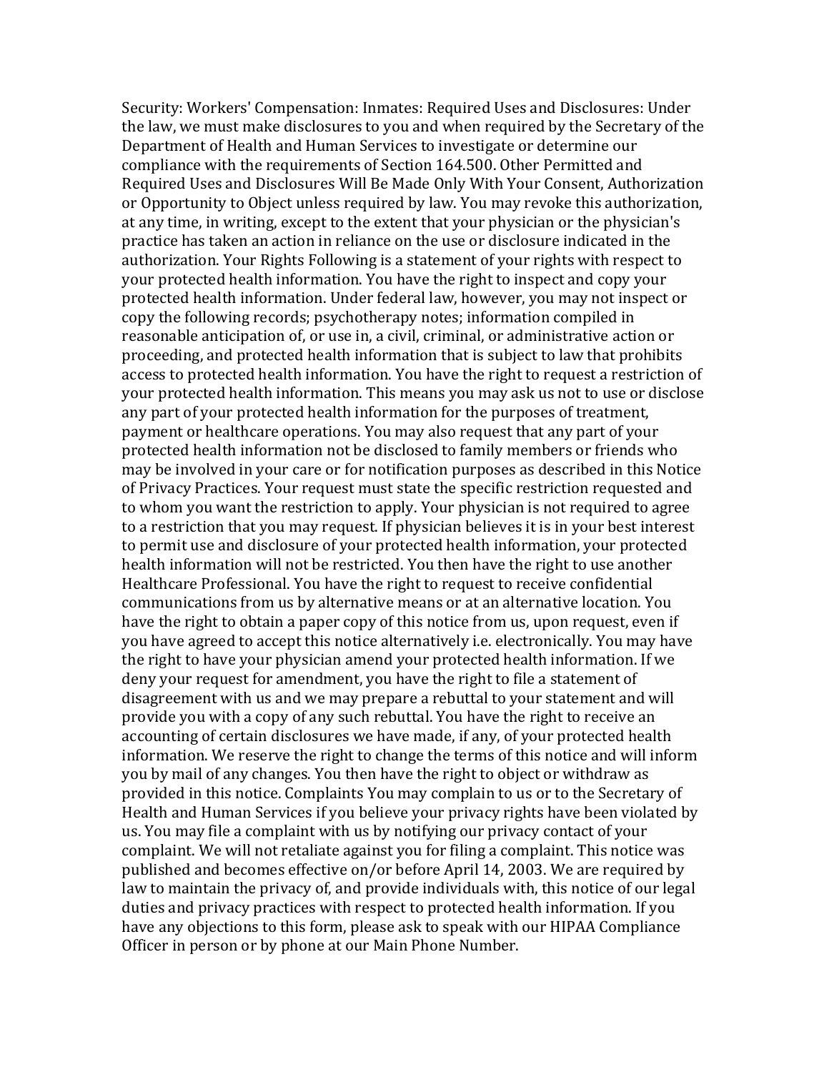Security: Workers' Compensation: Inmates: Required Uses and Disclosures: Under the law, we must make disclosures to you and when required by the Secretary of the Department of Health and Human Services to investigate or determine our compliance with the requirements of Section 164.500. Other Permitted and Required Uses and Disclosures Will Be Made Only With Your Consent, Authorization or Opportunity to Object unless required by law. You may revoke this authorization, at any time, in writing, except to the extent that your physician or the physician's practice has taken an action in reliance on the use or disclosure indicated in the authorization. Your Rights Following is a statement of your rights with respect to your protected health information. You have the right to inspect and copy your protected health information. Under federal law, however, you may not inspect or copy the following records; psychotherapy notes; information compiled in reasonable anticipation of, or use in, a civil, criminal, or administrative action or proceeding, and protected health information that is subject to law that prohibits access to protected health information. You have the right to request a restriction of your protected health information. This means you may ask us not to use or disclose any part of your protected health information for the purposes of treatment, payment or healthcare operations. You may also request that any part of your protected health information not be disclosed to family members or friends who may be involved in your care or for notification purposes as described in this Notice of Privacy Practices. Your request must state the specific restriction requested and to whom you want the restriction to apply. Your physician is not required to agree to a restriction that you may request. If physician believes it is in your best interest to permit use and disclosure of your protected health information, your protected health information will not be restricted. You then have the right to use another Healthcare Professional. You have the right to request to receive confidential communications from us by alternative means or at an alternative location. You have the right to obtain a paper copy of this notice from us, upon request, even if you have agreed to accept this notice alternatively i.e. electronically. You may have the right to have your physician amend your protected health information. If we deny your request for amendment, you have the right to file a statement of disagreement with us and we may prepare a rebuttal to your statement and will provide you with a copy of any such rebuttal. You have the right to receive an accounting of certain disclosures we have made, if any, of your protected health information. We reserve the right to change the terms of this notice and will inform you by mail of any changes. You then have the right to object or withdraw as provided in this notice. Complaints You may complain to us or to the Secretary of Health and Human Services if you believe your privacy rights have been violated by us. You may file a complaint with us by notifying our privacy contact of your complaint. We will not retaliate against you for filing a complaint. This notice was published and becomes effective on/or before April 14, 2003. We are required by law to maintain the privacy of, and provide individuals with, this notice of our legal duties and privacy practices with respect to protected health information. If you have any objections to this form, please ask to speak with our HIPAA Compliance Officer in person or by phone at our Main Phone Number.